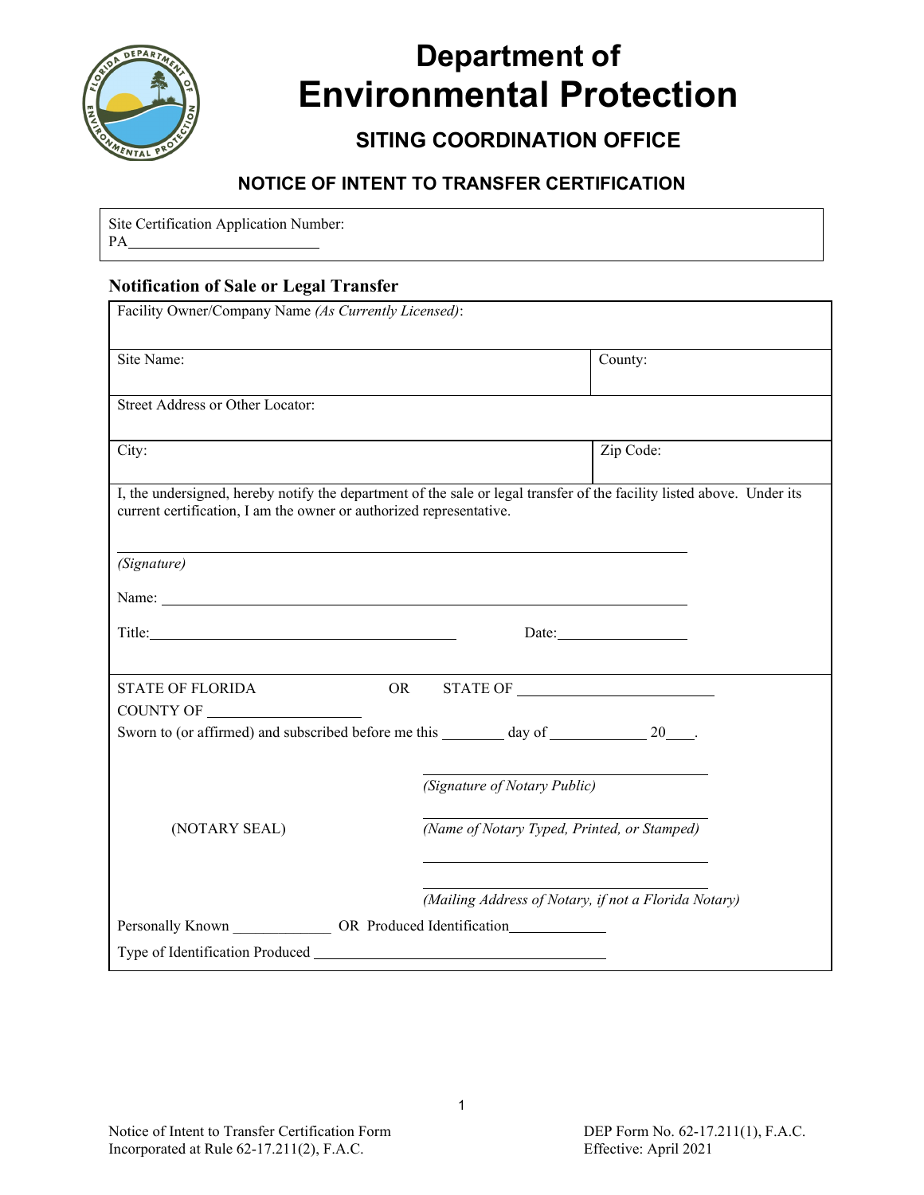# Department of Environmental Protection

## SITING COORDINATION OFFICE

### NOTICE OF INTENT TO TRANSFER CERTIFICATION

Site Certification Application Number:
PA_________________________

**Notification of Sale or Legal Transfer**

| Facility Owner/Company Name *(As Currently Licensed)*: | |
|---|---|
| Site Name: | County: |
| Street Address or Other Locator: | |
| City: | Zip Code: |

I, the undersigned, hereby notify the department of the sale or legal transfer of the facility listed above. Under its current certification, I am the owner or authorized representative.

_______________________________________________
*(Signature)*

Name: _______________________________________________

Title: ______________________________ Date: ________________

STATE OF FLORIDA OR STATE OF ________________________
COUNTY OF ____________________
Sworn to (or affirmed) and subscribed before me this ________ day of ____________ 20____.

_______________________________
*(Signature of Notary Public)*

(NOTARY SEAL)

_______________________________
*(Name of Notary Typed, Printed, or Stamped)*

_______________________________

_______________________________
*(Mailing Address of Notary, if not a Florida Notary)*

Personally Known ____________ OR Produced Identification____________

Type of Identification Produced ____________________________________

Notice of Intent to Transfer Certification Form
Incorporated at Rule 62-17.211(2), F.A.C.

DEP Form No. 62-17.211(1), F.A.C.
Effective: April 2021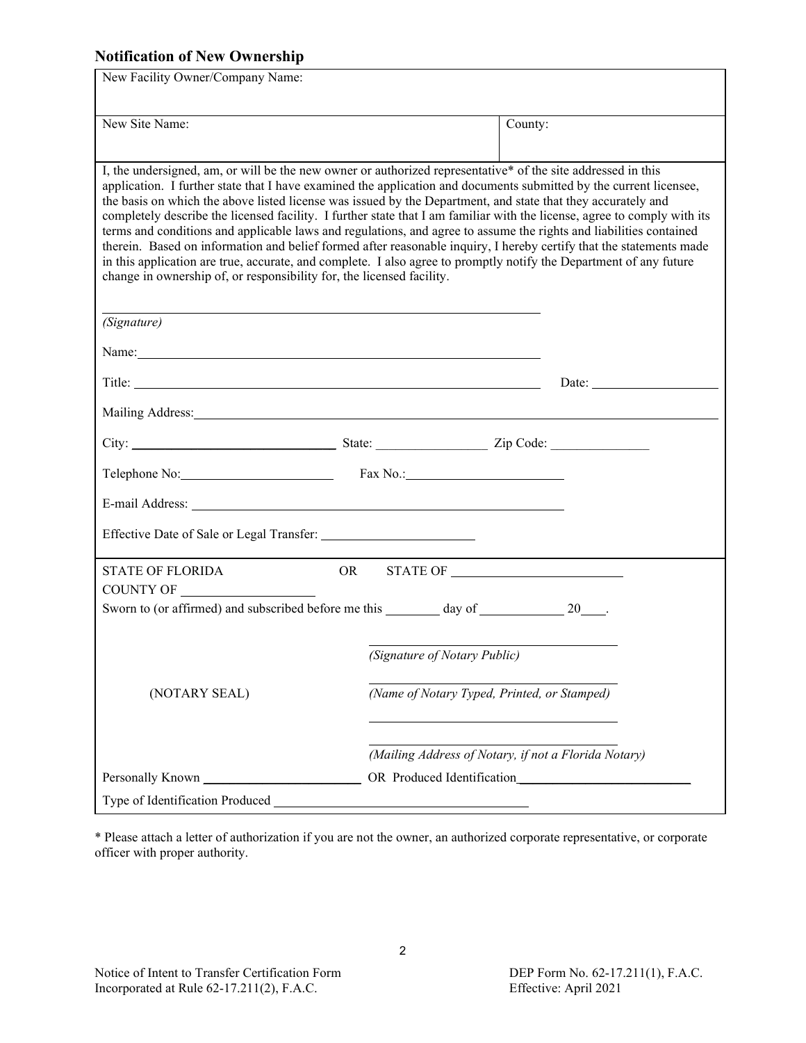### Notification of New Ownership

| | |
|---|---|
| New Facility Owner/Company Name: | |
| New Site Name: | County: |

I, the undersigned, am, or will be the new owner or authorized representative* of the site addressed in this application. I further state that I have examined the application and documents submitted by the current licensee, the basis on which the above listed license was issued by the Department, and state that they accurately and completely describe the licensed facility. I further state that I am familiar with the license, agree to comply with its terms and conditions and applicable laws and regulations, and agree to assume the rights and liabilities contained therein. Based on information and belief formed after reasonable inquiry, I hereby certify that the statements made in this application are true, accurate, and complete. I also agree to promptly notify the Department of any future change in ownership of, or responsibility for, the licensed facility.

______________________________

*(Signature)*

Name: ______________________________

Title: ______________________________ Date: ______________

Mailing Address: ______________________________

City: ______________ State: ______________ Zip Code: ______________

Telephone No: ______________ Fax No.: ______________

E-mail Address: ______________________________

Effective Date of Sale or Legal Transfer: ______________

STATE OF FLORIDA OR STATE OF ______________

COUNTY OF ______________

Sworn to (or affirmed) and subscribed before me this ________ day of ____________ 20____.

______________________________

*(Signature of Notary Public)*

(NOTARY SEAL)

______________________________

*(Name of Notary Typed, Printed, or Stamped)*

______________________________

______________________________

*(Mailing Address of Notary, if not a Florida Notary)*

Personally Known ______________ OR Produced Identification ______________

Type of Identification Produced ______________________________

\* Please attach a letter of authorization if you are not the owner, an authorized corporate representative, or corporate officer with proper authority.

Notice of Intent to Transfer Certification Form
Incorporated at Rule 62-17.211(2), F.A.C.

DEP Form No. 62-17.211(1), F.A.C.
Effective: April 2021